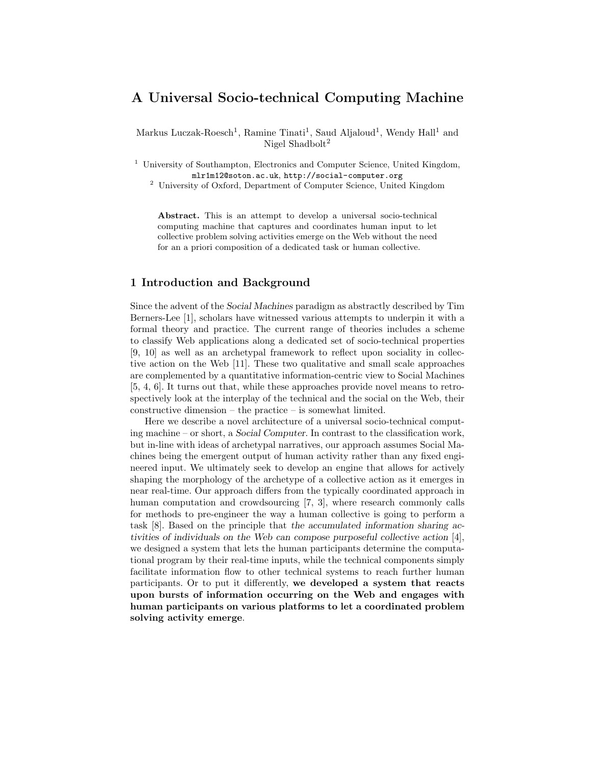# A Universal Socio-technical Computing Machine

Markus Luczak-Roesch[1], Ramine Tinati[1], Saud Aljaloud[1], Wendy Hall[1] and Nigel Shadbolt[2]

[1] University of Southampton, Electronics and Computer Science, United Kingdom, mlr1m12@soton.ac.uk, http://social-computer.org
[2] University of Oxford, Department of Computer Science, United Kingdom

**Abstract.** This is an attempt to develop a universal socio-technical computing machine that captures and coordinates human input to let collective problem solving activities emerge on the Web without the need for an a priori composition of a dedicated task or human collective.

## 1 Introduction and Background

Since the advent of the *Social Machines* paradigm as abstractly described by Tim Berners-Lee [1], scholars have witnessed various attempts to underpin it with a formal theory and practice. The current range of theories includes a scheme to classify Web applications along a dedicated set of socio-technical properties [9, 10] as well as an archetypal framework to reflect upon sociality in collective action on the Web [11]. These two qualitative and small scale approaches are complemented by a quantitative information-centric view to Social Machines [5, 4, 6]. It turns out that, while these approaches provide novel means to retrospectively look at the interplay of the technical and the social on the Web, their constructive dimension – the practice – is somewhat limited.

Here we describe a novel architecture of a universal socio-technical computing machine – or short, a *Social Computer*. In contrast to the classification work, but in-line with ideas of archetypal narratives, our approach assumes Social Machines being the emergent output of human activity rather than any fixed engineered input. We ultimately seek to develop an engine that allows for actively shaping the morphology of the archetype of a collective action as it emerges in near real-time. Our approach differs from the typically coordinated approach in human computation and crowdsourcing [7, 3], where research commonly calls for methods to pre-engineer the way a human collective is going to perform a task [8]. Based on the principle that *the accumulated information sharing activities of individuals on the Web can compose purposeful collective action* [4], we designed a system that lets the human participants determine the computational program by their real-time inputs, while the technical components simply facilitate information flow to other technical systems to reach further human participants. Or to put it differently, **we developed a system that reacts upon bursts of information occurring on the Web and engages with human participants on various platforms to let a coordinated problem solving activity emerge**.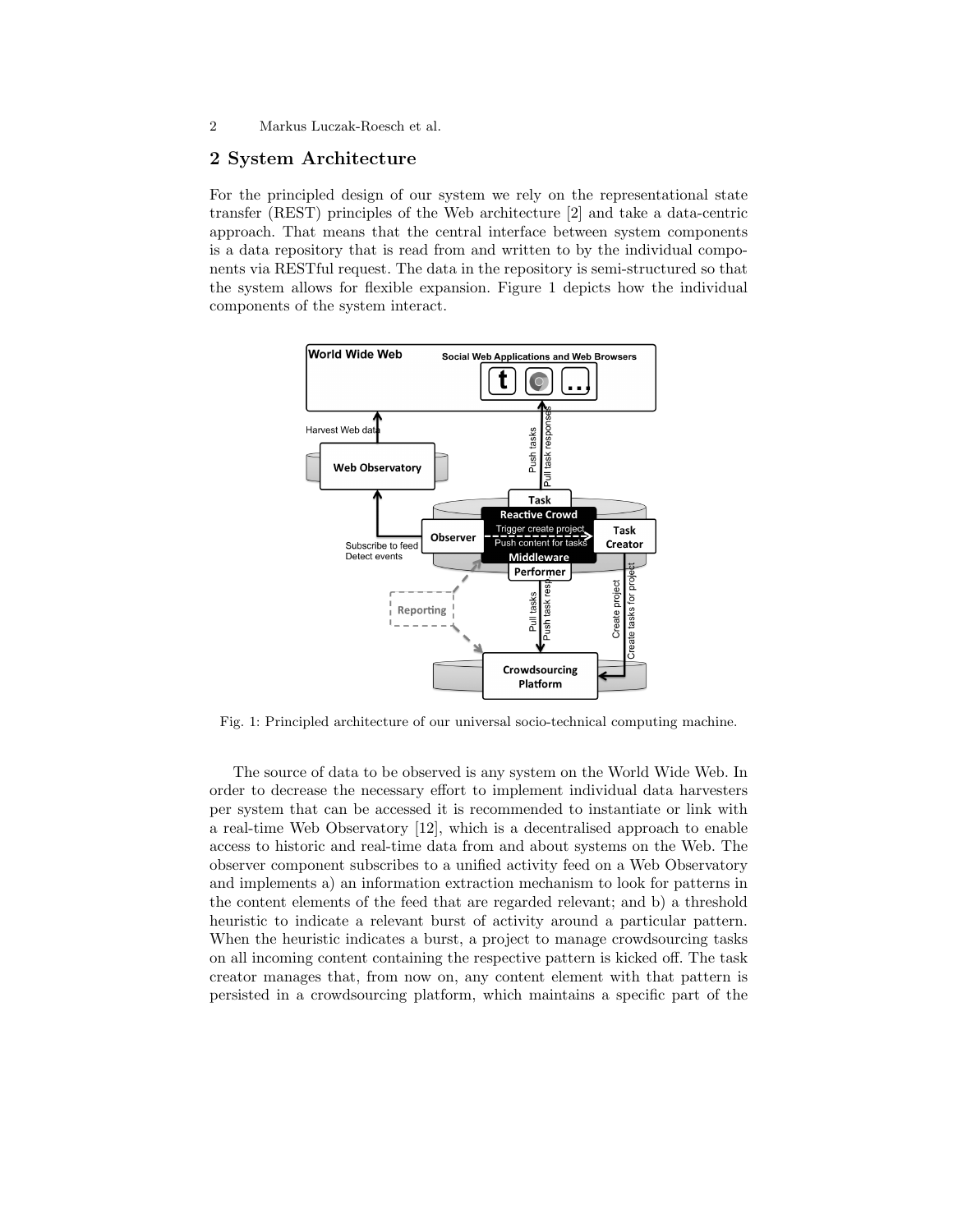## 2 System Architecture

For the principled design of our system we rely on the representational state transfer (REST) principles of the Web architecture [2] and take a data-centric approach. That means that the central interface between system components is a data repository that is read from and written to by the individual components via RESTful request. The data in the repository is semi-structured so that the system allows for flexible expansion. Figure 1 depicts how the individual components of the system interact.

Fig. 1: Principled architecture of our universal socio-technical computing machine.

The source of data to be observed is any system on the World Wide Web. In order to decrease the necessary effort to implement individual data harvesters per system that can be accessed it is recommended to instantiate or link with a real-time Web Observatory [12], which is a decentralised approach to enable access to historic and real-time data from and about systems on the Web. The observer component subscribes to a unified activity feed on a Web Observatory and implements a) an information extraction mechanism to look for patterns in the content elements of the feed that are regarded relevant; and b) a threshold heuristic to indicate a relevant burst of activity around a particular pattern. When the heuristic indicates a burst, a project to manage crowdsourcing tasks on all incoming content containing the respective pattern is kicked off. The task creator manages that, from now on, any content element with that pattern is persisted in a crowdsourcing platform, which maintains a specific part of the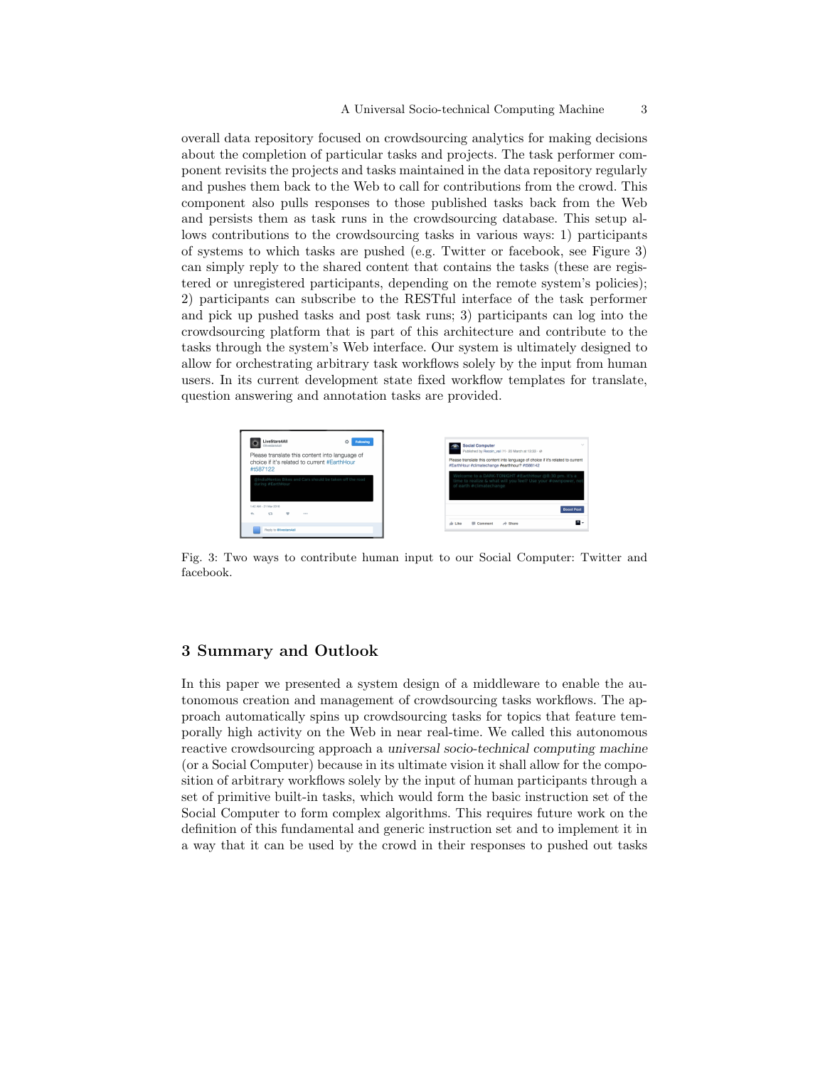overall data repository focused on crowdsourcing analytics for making decisions about the completion of particular tasks and projects. The task performer component revisits the projects and tasks maintained in the data repository regularly and pushes them back to the Web to call for contributions from the crowd. This component also pulls responses to those published tasks back from the Web and persists them as task runs in the crowdsourcing database. This setup allows contributions to the crowdsourcing tasks in various ways: 1) participants of systems to which tasks are pushed (e.g. Twitter or facebook, see Figure 3) can simply reply to the shared content that contains the tasks (these are registered or unregistered participants, depending on the remote system's policies); 2) participants can subscribe to the RESTful interface of the task performer and pick up pushed tasks and post task runs; 3) participants can log into the crowdsourcing platform that is part of this architecture and contribute to the tasks through the system's Web interface. Our system is ultimately designed to allow for orchestrating arbitrary task workflows solely by the input from human users. In its current development state fixed workflow templates for translate, question answering and annotation tasks are provided.

Fig. 3: Two ways to contribute human input to our Social Computer: Twitter and facebook.

## 3 Summary and Outlook

In this paper we presented a system design of a middleware to enable the autonomous creation and management of crowdsourcing tasks workflows. The approach automatically spins up crowdsourcing tasks for topics that feature temporally high activity on the Web in near real-time. We called this autonomous reactive crowdsourcing approach a *universal socio-technical computing machine* (or a Social Computer) because in its ultimate vision it shall allow for the composition of arbitrary workflows solely by the input of human participants through a set of primitive built-in tasks, which would form the basic instruction set of the Social Computer to form complex algorithms. This requires future work on the definition of this fundamental and generic instruction set and to implement it in a way that it can be used by the crowd in their responses to pushed out tasks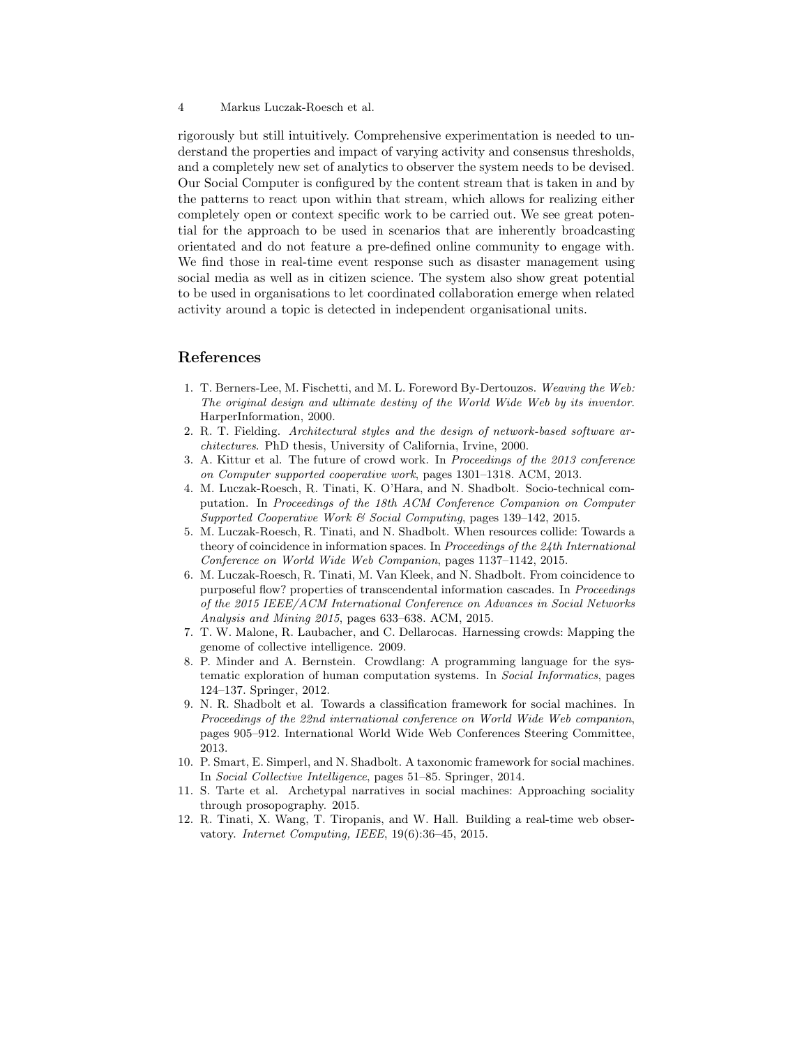rigorously but still intuitively. Comprehensive experimentation is needed to understand the properties and impact of varying activity and consensus thresholds, and a completely new set of analytics to observer the system needs to be devised. Our Social Computer is configured by the content stream that is taken in and by the patterns to react upon within that stream, which allows for realizing either completely open or context specific work to be carried out. We see great potential for the approach to be used in scenarios that are inherently broadcasting orientated and do not feature a pre-defined online community to engage with. We find those in real-time event response such as disaster management using social media as well as in citizen science. The system also show great potential to be used in organisations to let coordinated collaboration emerge when related activity around a topic is detected in independent organisational units.

## References

1. T. Berners-Lee, M. Fischetti, and M. L. Foreword By-Dertouzos. *Weaving the Web: The original design and ultimate destiny of the World Wide Web by its inventor*. HarperInformation, 2000.
2. R. T. Fielding. *Architectural styles and the design of network-based software architectures*. PhD thesis, University of California, Irvine, 2000.
3. A. Kittur et al. The future of crowd work. In *Proceedings of the 2013 conference on Computer supported cooperative work*, pages 1301–1318. ACM, 2013.
4. M. Luczak-Roesch, R. Tinati, K. O'Hara, and N. Shadbolt. Socio-technical computation. In *Proceedings of the 18th ACM Conference Companion on Computer Supported Cooperative Work & Social Computing*, pages 139–142, 2015.
5. M. Luczak-Roesch, R. Tinati, and N. Shadbolt. When resources collide: Towards a theory of coincidence in information spaces. In *Proceedings of the 24th International Conference on World Wide Web Companion*, pages 1137–1142, 2015.
6. M. Luczak-Roesch, R. Tinati, M. Van Kleek, and N. Shadbolt. From coincidence to purposeful flow? properties of transcendental information cascades. In *Proceedings of the 2015 IEEE/ACM International Conference on Advances in Social Networks Analysis and Mining 2015*, pages 633–638. ACM, 2015.
7. T. W. Malone, R. Laubacher, and C. Dellarocas. Harnessing crowds: Mapping the genome of collective intelligence. 2009.
8. P. Minder and A. Bernstein. Crowdlang: A programming language for the systematic exploration of human computation systems. In *Social Informatics*, pages 124–137. Springer, 2012.
9. N. R. Shadbolt et al. Towards a classification framework for social machines. In *Proceedings of the 22nd international conference on World Wide Web companion*, pages 905–912. International World Wide Web Conferences Steering Committee, 2013.
10. P. Smart, E. Simperl, and N. Shadbolt. A taxonomic framework for social machines. In *Social Collective Intelligence*, pages 51–85. Springer, 2014.
11. S. Tarte et al. Archetypal narratives in social machines: Approaching sociality through prosopography. 2015.
12. R. Tinati, X. Wang, T. Tiropanis, and W. Hall. Building a real-time web observatory. *Internet Computing, IEEE*, 19(6):36–45, 2015.